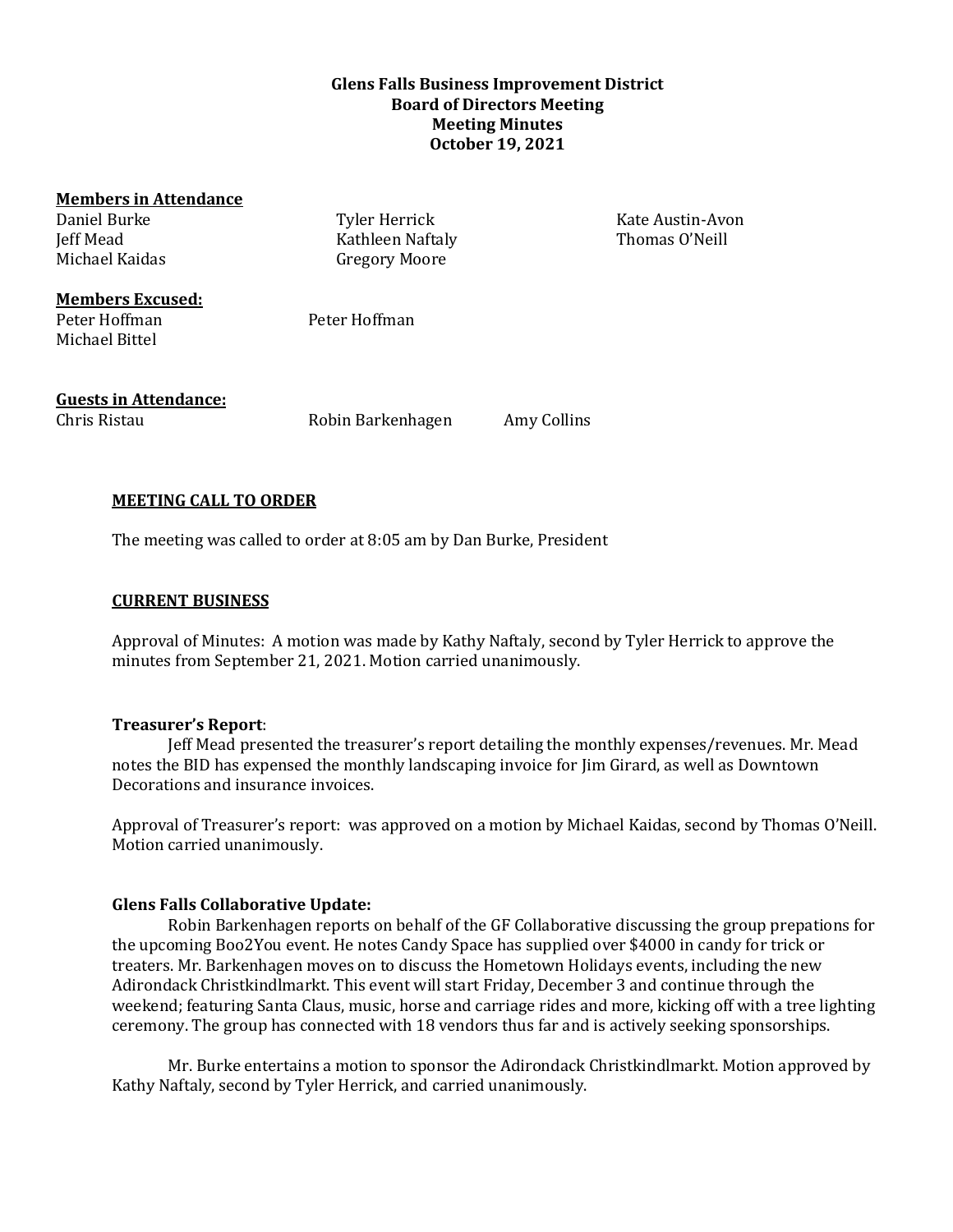**Glens Falls Business Improvement District**
**Board of Directors Meeting**
**Meeting Minutes**
**October 19, 2021**

**Members in Attendance**

| | | |
|---|---|---|
| Daniel Burke | Tyler Herrick | Kate Austin-Avon |
| Jeff Mead | Kathleen Naftaly | Thomas O'Neill |
| Michael Kaidas | Gregory Moore | |

**Members Excused:**

| | |
|---|---|
| Peter Hoffman | Peter Hoffman |
| Michael Bittel | |

**Guests in Attendance:**

| | | |
|---|---|---|
| Chris Ristau | Robin Barkenhagen | Amy Collins |

## MEETING CALL TO ORDER

The meeting was called to order at 8:05 am by Dan Burke, President

## CURRENT BUSINESS

Approval of Minutes: A motion was made by Kathy Naftaly, second by Tyler Herrick to approve the minutes from September 21, 2021. Motion carried unanimously.

**Treasurer's Report**:

Jeff Mead presented the treasurer's report detailing the monthly expenses/revenues. Mr. Mead notes the BID has expensed the monthly landscaping invoice for Jim Girard, as well as Downtown Decorations and insurance invoices.

Approval of Treasurer's report: was approved on a motion by Michael Kaidas, second by Thomas O'Neill. Motion carried unanimously.

**Glens Falls Collaborative Update:**

Robin Barkenhagen reports on behalf of the GF Collaborative discussing the group prepations for the upcoming Boo2You event. He notes Candy Space has supplied over $4000 in candy for trick or treaters. Mr. Barkenhagen moves on to discuss the Hometown Holidays events, including the new Adirondack Christkindlmarkt. This event will start Friday, December 3 and continue through the weekend; featuring Santa Claus, music, horse and carriage rides and more, kicking off with a tree lighting ceremony. The group has connected with 18 vendors thus far and is actively seeking sponsorships.

Mr. Burke entertains a motion to sponsor the Adirondack Christkindlmarkt. Motion approved by Kathy Naftaly, second by Tyler Herrick, and carried unanimously.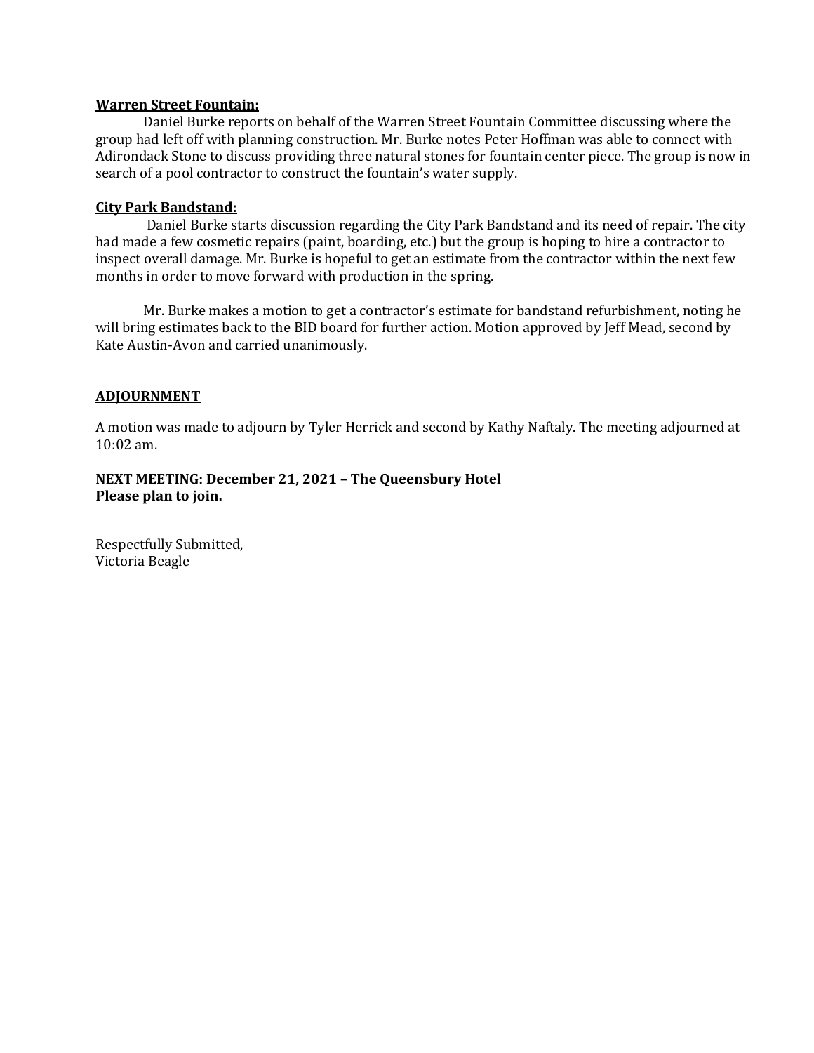**Warren Street Fountain:**

Daniel Burke reports on behalf of the Warren Street Fountain Committee discussing where the group had left off with planning construction. Mr. Burke notes Peter Hoffman was able to connect with Adirondack Stone to discuss providing three natural stones for fountain center piece. The group is now in search of a pool contractor to construct the fountain's water supply.

**City Park Bandstand:**

Daniel Burke starts discussion regarding the City Park Bandstand and its need of repair. The city had made a few cosmetic repairs (paint, boarding, etc.) but the group is hoping to hire a contractor to inspect overall damage. Mr. Burke is hopeful to get an estimate from the contractor within the next few months in order to move forward with production in the spring.

Mr. Burke makes a motion to get a contractor's estimate for bandstand refurbishment, noting he will bring estimates back to the BID board for further action. Motion approved by Jeff Mead, second by Kate Austin-Avon and carried unanimously.

**ADJOURNMENT**

A motion was made to adjourn by Tyler Herrick and second by Kathy Naftaly. The meeting adjourned at 10:02 am.

**NEXT MEETING: December 21, 2021 – The Queensbury Hotel**
**Please plan to join.**

Respectfully Submitted,
Victoria Beagle